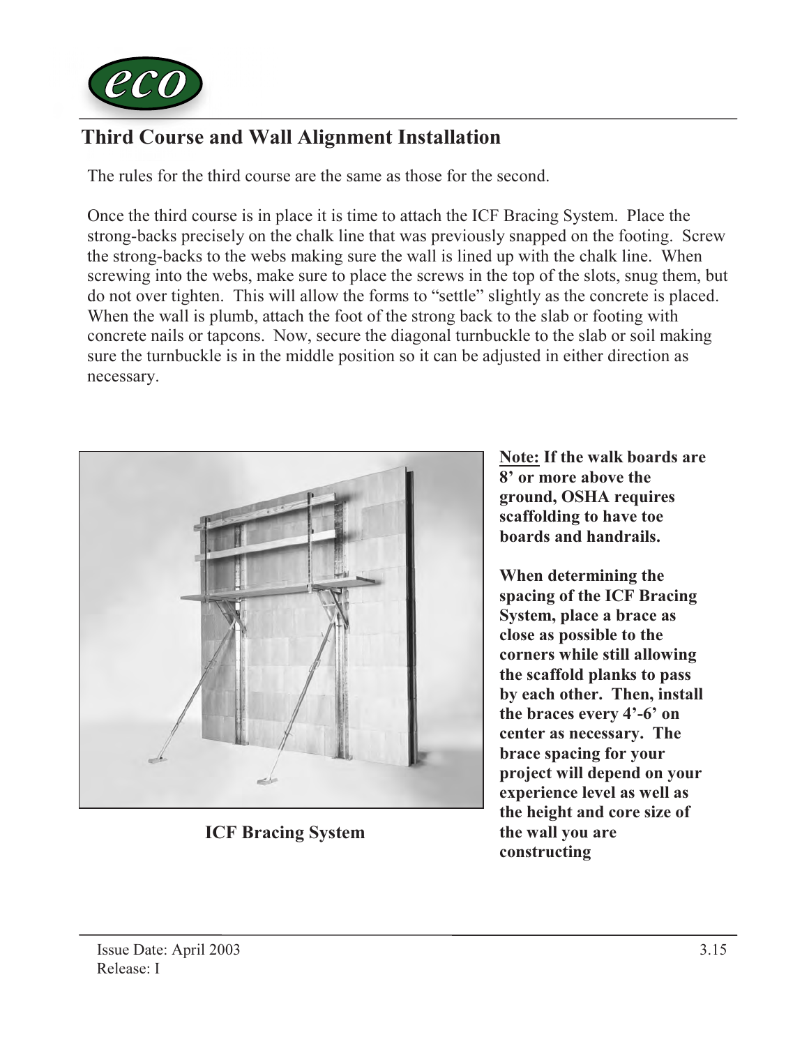## Third Course and Wall Alignment Installation

The rules for the third course are the same as those for the second.

Once the third course is in place it is time to attach the ICF Bracing System. Place the strong-backs precisely on the chalk line that was previously snapped on the footing. Screw the strong-backs to the webs making sure the wall is lined up with the chalk line. When screwing into the webs, make sure to place the screws in the top of the slots, snug them, but do not over tighten. This will allow the forms to "settle" slightly as the concrete is placed. When the wall is plumb, attach the foot of the strong back to the slab or footing with concrete nails or tapcons. Now, secure the diagonal turnbuckle to the slab or soil making sure the turnbuckle is in the middle position so it can be adjusted in either direction as necessary.

**ICF Bracing System**

**Note: If the walk boards are 8' or more above the ground, OSHA requires scaffolding to have toe boards and handrails.**

**When determining the spacing of the ICF Bracing System, place a brace as close as possible to the corners while still allowing the scaffold planks to pass by each other. Then, install the braces every 4'-6' on center as necessary. The brace spacing for your project will depend on your experience level as well as the height and core size of the wall you are constructing**

Issue Date: April 2003
Release: I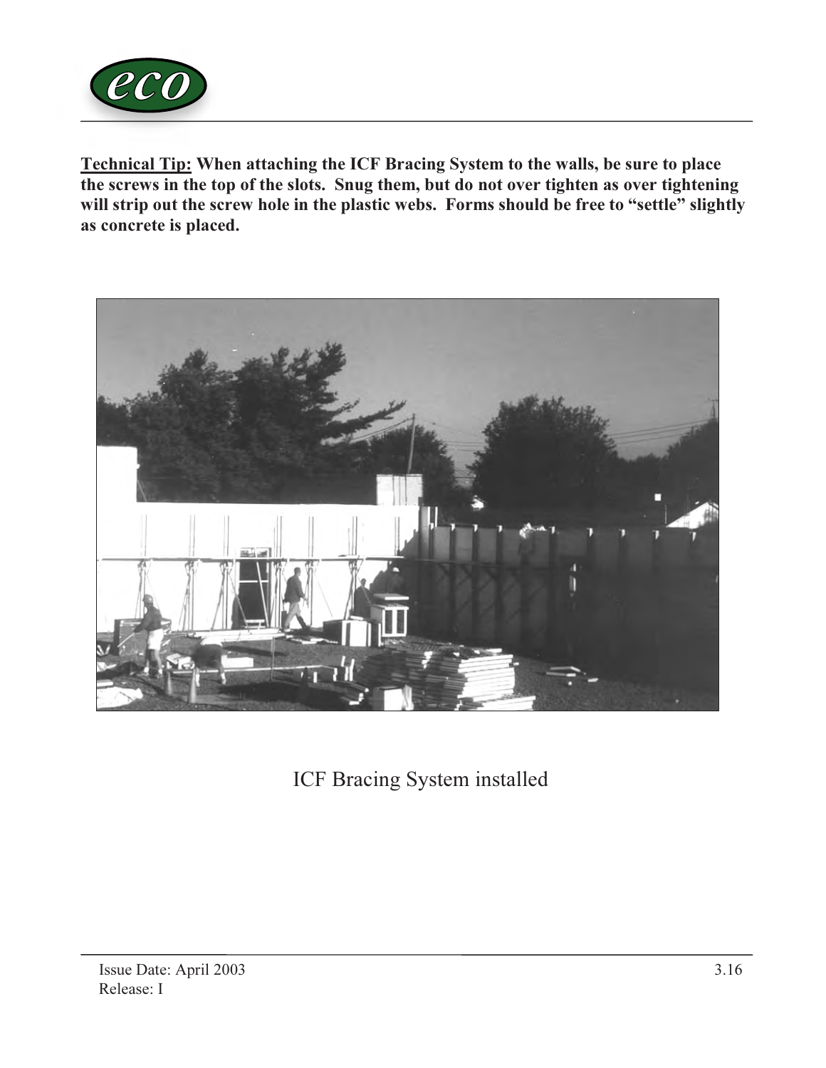**<u>Technical Tip:</u> When attaching the ICF Bracing System to the walls, be sure to place the screws in the top of the slots. Snug them, but do not over tighten as over tightening will strip out the screw hole in the plastic webs. Forms should be free to "settle" slightly as concrete is placed.**

ICF Bracing System installed